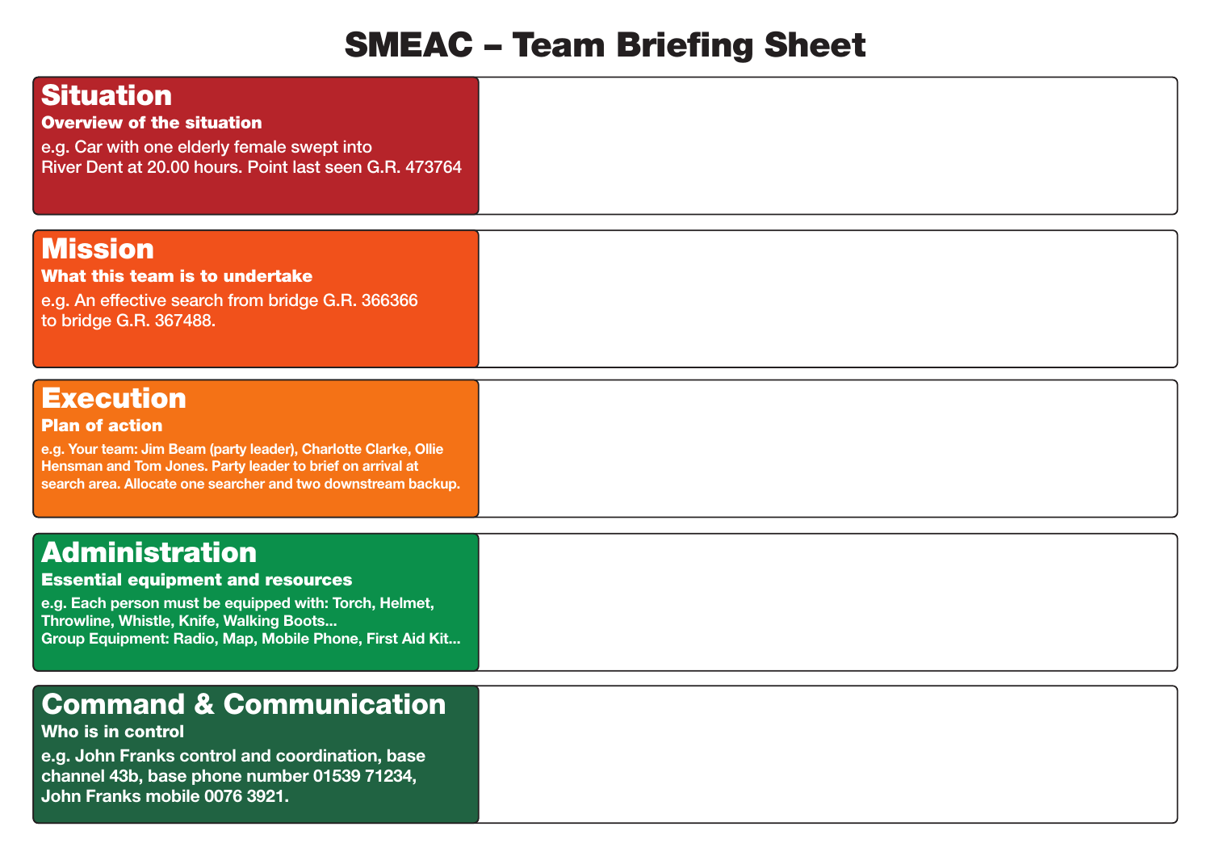# SMEAC – Team Briefing Sheet

## Situation

**Overview of the situation**

e.g. Car with one elderly female swept into River Dent at 20.00 hours. Point last seen G.R. 473764

## Mission

**What this team is to undertake**

e.g. An effective search from bridge G.R. 366366 to bridge G.R. 367488.

## Execution

**Plan of action**

e.g. Your team: Jim Beam (party leader), Charlotte Clarke, Ollie Hensman and Tom Jones. Party leader to brief on arrival at search area. Allocate one searcher and two downstream backup.

## Administration

**Essential equipment and resources**

e.g. Each person must be equipped with: Torch, Helmet, Throwline, Whistle, Knife, Walking Boots...
Group Equipment: Radio, Map, Mobile Phone, First Aid Kit...

## Command & Communication

**Who is in control**

e.g. John Franks control and coordination, base channel 43b, base phone number 01539 71234, John Franks mobile 0076 3921.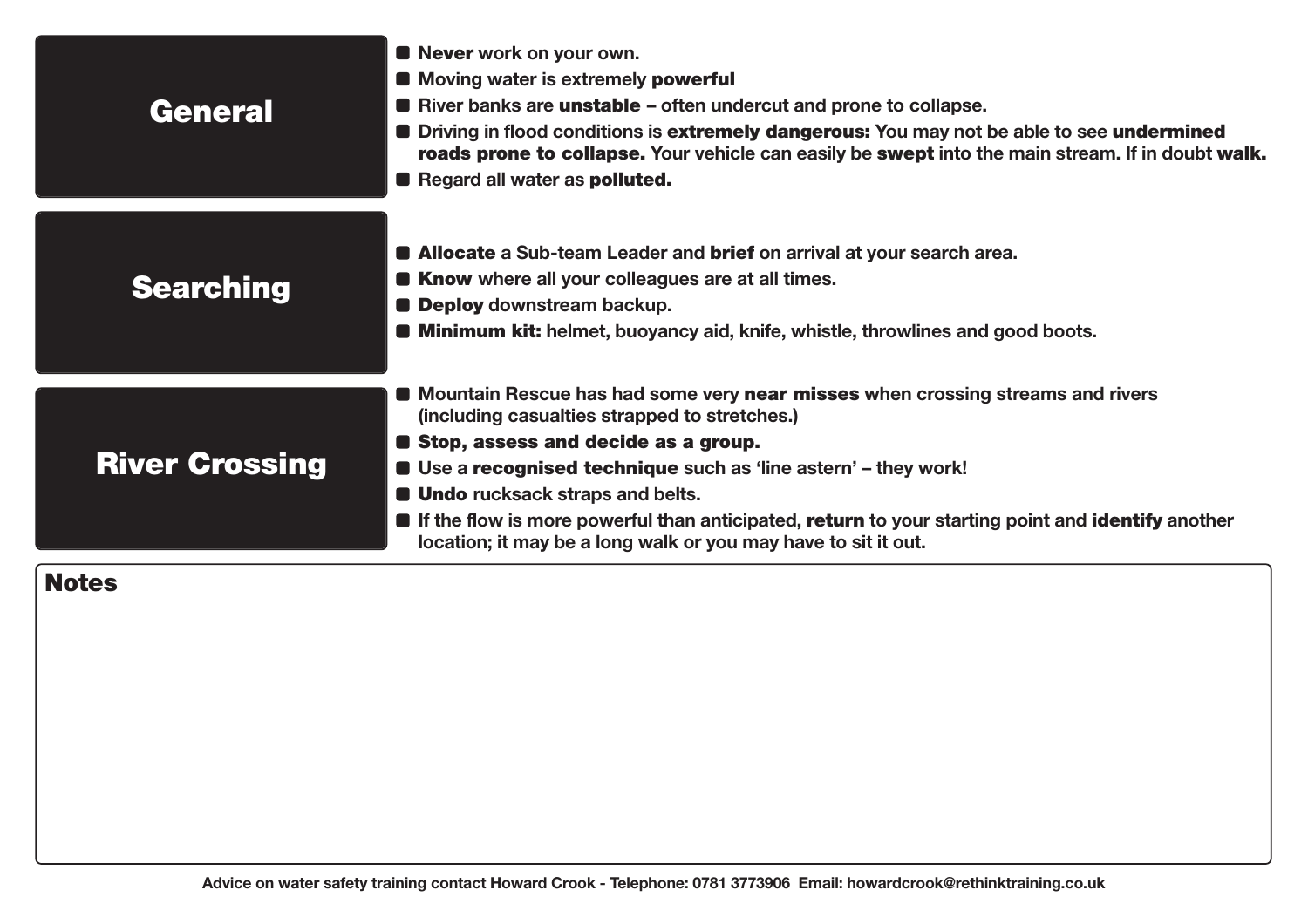## General

- **Never** work on your own.
- Moving water is extremely **powerful**
- River banks are **unstable** – often undercut and prone to collapse.
- Driving in flood conditions is **extremely dangerous:** You may not be able to see **undermined roads prone to collapse.** Your vehicle can easily be **swept** into the main stream. If in doubt **walk.**
- Regard all water as **polluted.**

## Searching

- **Allocate** a Sub-team Leader and **brief** on arrival at your search area.
- **Know** where all your colleagues are at all times.
- **Deploy** downstream backup.
- **Minimum kit:** helmet, buoyancy aid, knife, whistle, throwlines and good boots.

## River Crossing

- Mountain Rescue has had some very **near misses** when crossing streams and rivers (including casualties strapped to stretches.)
- **Stop, assess and decide as a group.**
- Use a **recognised technique** such as 'line astern' – they work!
- **Undo** rucksack straps and belts.
- If the flow is more powerful than anticipated, **return** to your starting point and **identify** another location; it may be a long walk or you may have to sit it out.

## Notes

Advice on water safety training contact Howard Crook - Telephone: 0781 3773906 Email: howardcrook@rethinktraining.co.uk